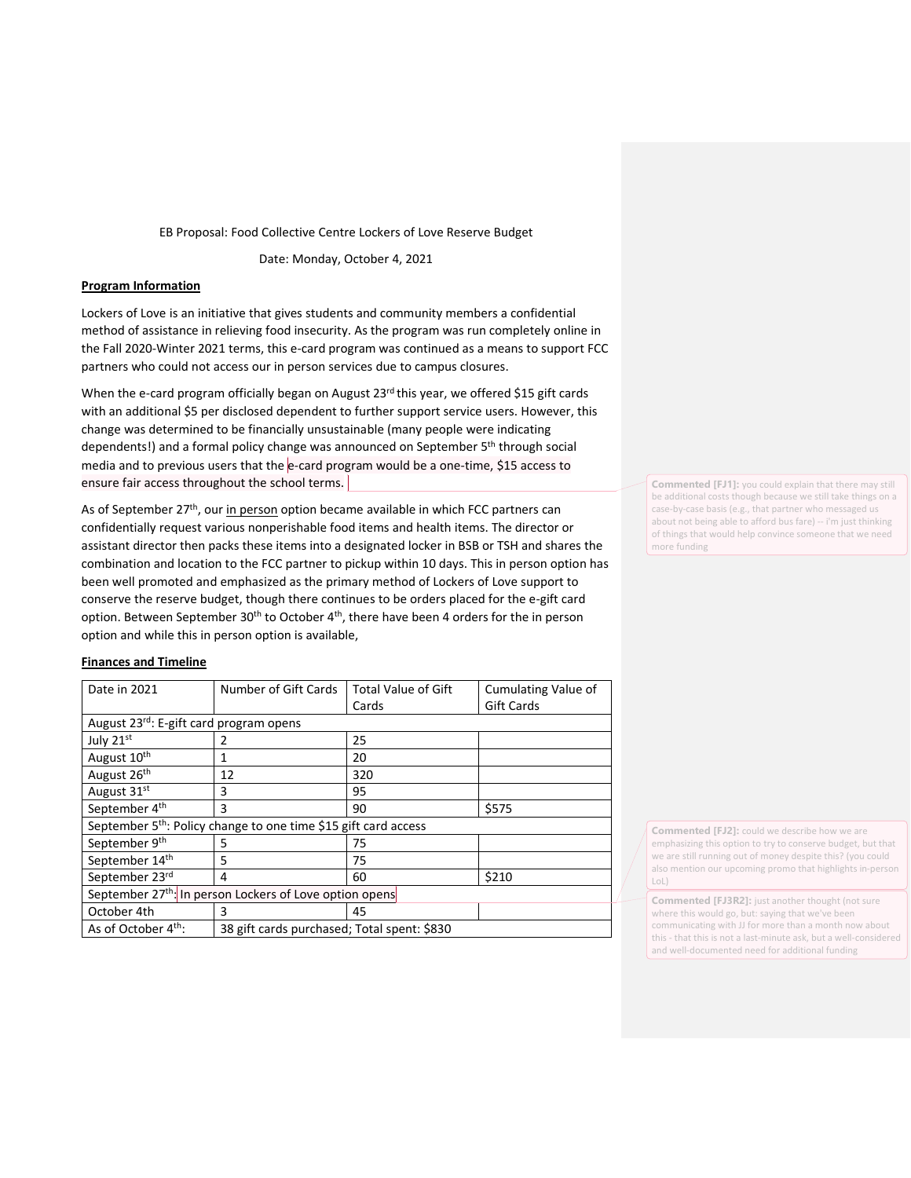EB Proposal: Food Collective Centre Lockers of Love Reserve Budget

Date: Monday, October 4, 2021

**Program Information**

Lockers of Love is an initiative that gives students and community members a confidential method of assistance in relieving food insecurity. As the program was run completely online in the Fall 2020-Winter 2021 terms, this e-card program was continued as a means to support FCC partners who could not access our in person services due to campus closures.

When the e-card program officially began on August 23rd this year, we offered $15 gift cards with an additional $5 per disclosed dependent to further support service users. However, this change was determined to be financially unsustainable (many people were indicating dependents!) and a formal policy change was announced on September 5th through social media and to previous users that the e-card program would be a one-time, $15 access to ensure fair access throughout the school terms.

As of September 27th, our in person option became available in which FCC partners can confidentially request various nonperishable food items and health items. The director or assistant director then packs these items into a designated locker in BSB or TSH and shares the combination and location to the FCC partner to pickup within 10 days. This in person option has been well promoted and emphasized as the primary method of Lockers of Love support to conserve the reserve budget, though there continues to be orders placed for the e-gift card option. Between September 30th to October 4th, there have been 4 orders for the in person option and while this in person option is available,

**Finances and Timeline**

| Date in 2021 | Number of Gift Cards | Total Value of Gift Cards | Cumulating Value of Gift Cards |
|---|---|---|---|
| August 23rd: E-gift card program opens | | | |
| July 21st | 2 | 25 | |
| August 10th | 1 | 20 | |
| August 26th | 12 | 320 | |
| August 31st | 3 | 95 | |
| September 4th | 3 | 90 | $575 |
| September 5th: Policy change to one time $15 gift card access | | | |
| September 9th | 5 | 75 | |
| September 14th | 5 | 75 | |
| September 23rd | 4 | 60 | $210 |
| September 27th: In person Lockers of Love option opens | | | |
| October 4th | 3 | 45 | |
| As of October 4th: | 38 gift cards purchased; Total spent: $830 | | |

**Commented [FJ1]:** you could explain that there may still be additional costs though because we still take things on a case-by-case basis (e.g., that partner who messaged us about not being able to afford bus fare) -- i'm just thinking of things that would help convince someone that we need more funding

**Commented [FJ2]:** could we describe how we are emphasizing this option to try to conserve budget, but that we are still running out of money despite this? (you could also mention our upcoming promo that highlights in-person LoL)

**Commented [FJ3R2]:** just another thought (not sure where this would go, but: saying that we've been communicating with JJ for more than a month now about this - that this is not a last-minute ask, but a well-considered and well-documented need for additional funding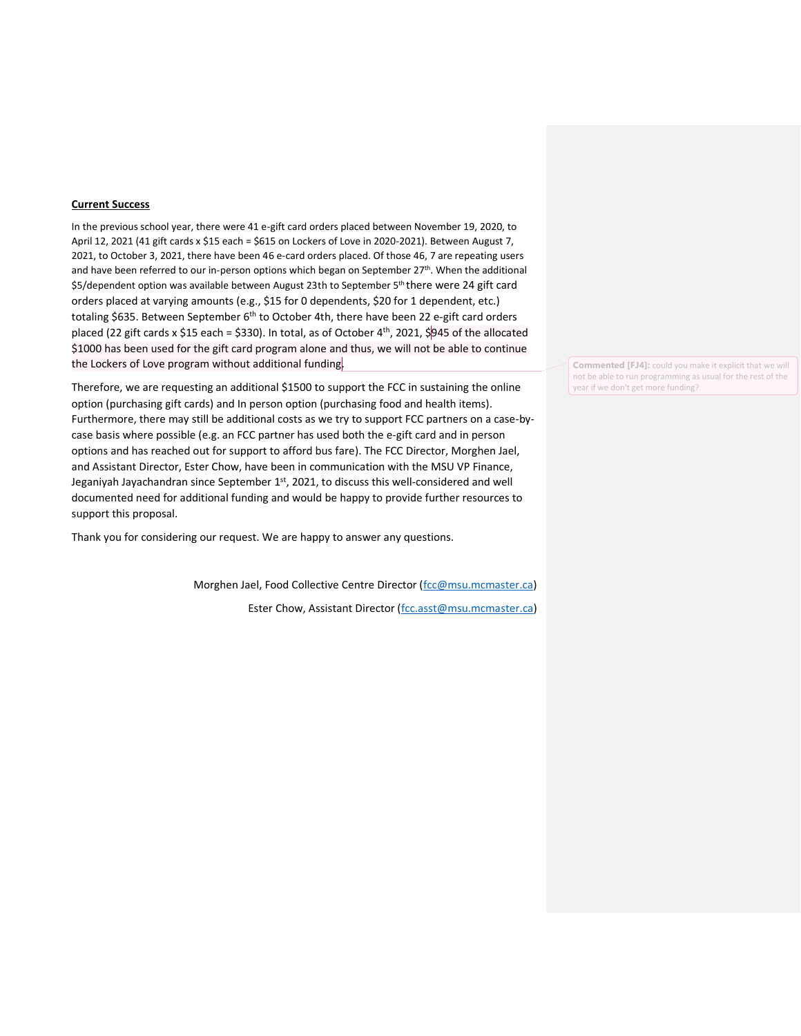**Current Success**

In the previous school year, there were 41 e-gift card orders placed between November 19, 2020, to April 12, 2021 (41 gift cards x $15 each = $615 on Lockers of Love in 2020-2021). Between August 7, 2021, to October 3, 2021, there have been 46 e-card orders placed. Of those 46, 7 are repeating users and have been referred to our in-person options which began on September 27th. When the additional $5/dependent option was available between August 23th to September 5th there were 24 gift card orders placed at varying amounts (e.g., $15 for 0 dependents, $20 for 1 dependent, etc.) totaling $635. Between September 6th to October 4th, there have been 22 e-gift card orders placed (22 gift cards x $15 each = $330). In total, as of October 4th, 2021, $945 of the allocated $1000 has been used for the gift card program alone and thus, we will not be able to continue the Lockers of Love program without additional funding.

Therefore, we are requesting an additional $1500 to support the FCC in sustaining the online option (purchasing gift cards) and In person option (purchasing food and health items). Furthermore, there may still be additional costs as we try to support FCC partners on a case-by-case basis where possible (e.g. an FCC partner has used both the e-gift card and in person options and has reached out for support to afford bus fare). The FCC Director, Morghen Jael, and Assistant Director, Ester Chow, have been in communication with the MSU VP Finance, Jeganiyah Jayachandran since September 1st, 2021, to discuss this well-considered and well documented need for additional funding and would be happy to provide further resources to support this proposal.

Thank you for considering our request. We are happy to answer any questions.

Morghen Jael, Food Collective Centre Director (fcc@msu.mcmaster.ca)

Ester Chow, Assistant Director (fcc.asst@msu.mcmaster.ca)

**Commented [FJ4]:** could you make it explicit that we will not be able to run programming as usual for the rest of the year if we don't get more funding?